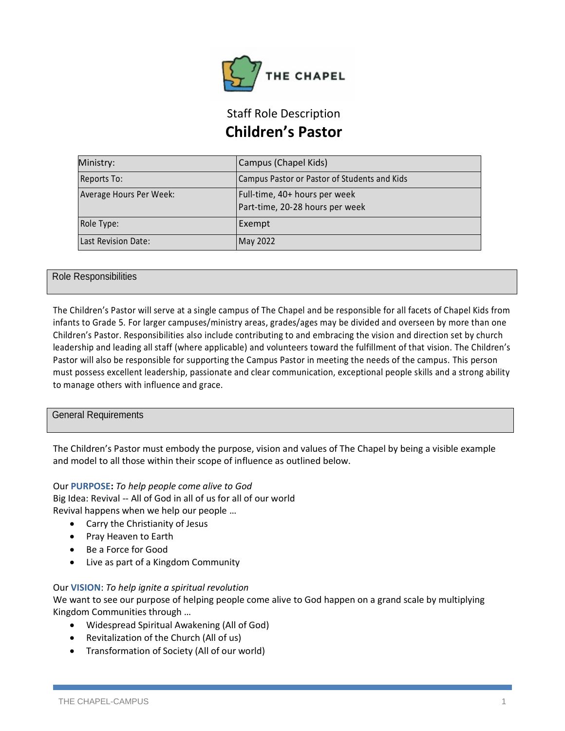THE CHAPEL

Staff Role Description

# Children's Pastor

| Ministry: | Campus (Chapel Kids) |
|---|---|
| Reports To: | Campus Pastor or Pastor of Students and Kids |
| Average Hours Per Week: | Full-time, 40+ hours per week<br>Part-time, 20-28 hours per week |
| Role Type: | Exempt |
| Last Revision Date: | May 2022 |

## Role Responsibilities

The Children's Pastor will serve at a single campus of The Chapel and be responsible for all facets of Chapel Kids from infants to Grade 5. For larger campuses/ministry areas, grades/ages may be divided and overseen by more than one Children's Pastor. Responsibilities also include contributing to and embracing the vision and direction set by church leadership and leading all staff (where applicable) and volunteers toward the fulfillment of that vision. The Children's Pastor will also be responsible for supporting the Campus Pastor in meeting the needs of the campus. This person must possess excellent leadership, passionate and clear communication, exceptional people skills and a strong ability to manage others with influence and grace.

## General Requirements

The Children's Pastor must embody the purpose, vision and values of The Chapel by being a visible example and model to all those within their scope of influence as outlined below.

Our **PURPOSE:** *To help people come alive to God*
Big Idea: Revival -- All of God in all of us for all of our world
Revival happens when we help our people …

- Carry the Christianity of Jesus
- Pray Heaven to Earth
- Be a Force for Good
- Live as part of a Kingdom Community

Our **VISION**: *To help ignite a spiritual revolution*
We want to see our purpose of helping people come alive to God happen on a grand scale by multiplying Kingdom Communities through …

- Widespread Spiritual Awakening (All of God)
- Revitalization of the Church (All of us)
- Transformation of Society (All of our world)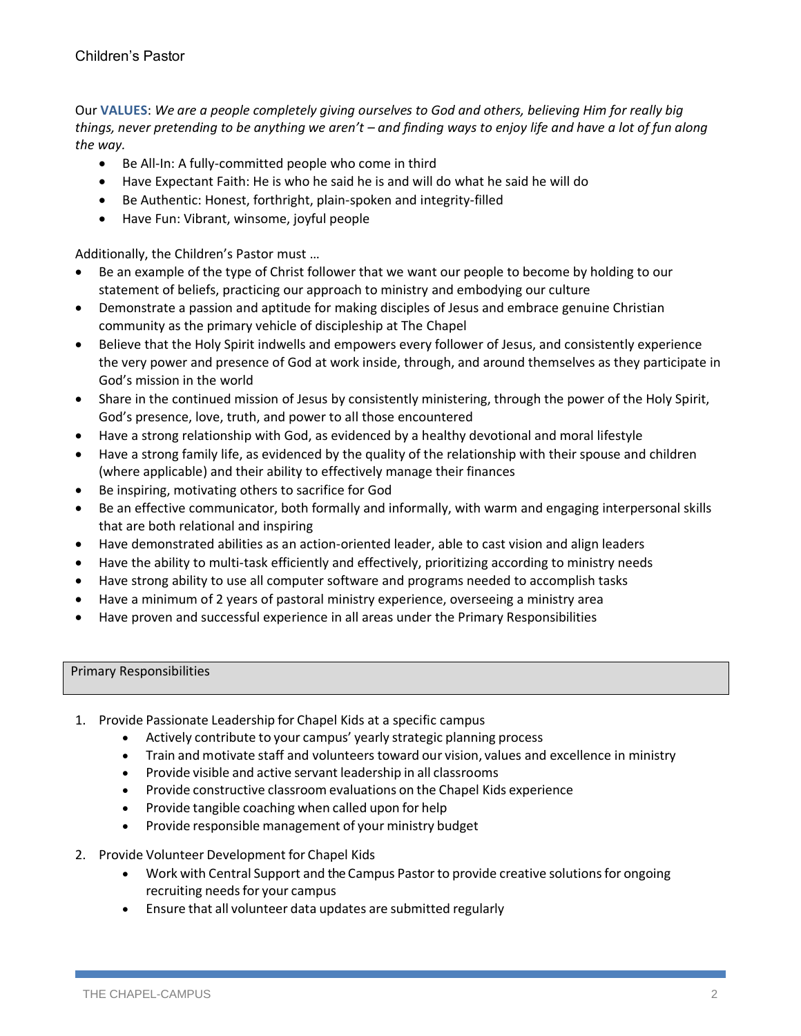Our **VALUES**: *We are a people completely giving ourselves to God and others, believing Him for really big things, never pretending to be anything we aren't – and finding ways to enjoy life and have a lot of fun along the way.*

- Be All-In: A fully-committed people who come in third
- Have Expectant Faith: He is who he said he is and will do what he said he will do
- Be Authentic: Honest, forthright, plain-spoken and integrity-filled
- Have Fun: Vibrant, winsome, joyful people

Additionally, the Children's Pastor must …

- Be an example of the type of Christ follower that we want our people to become by holding to our statement of beliefs, practicing our approach to ministry and embodying our culture
- Demonstrate a passion and aptitude for making disciples of Jesus and embrace genuine Christian community as the primary vehicle of discipleship at The Chapel
- Believe that the Holy Spirit indwells and empowers every follower of Jesus, and consistently experience the very power and presence of God at work inside, through, and around themselves as they participate in God's mission in the world
- Share in the continued mission of Jesus by consistently ministering, through the power of the Holy Spirit, God's presence, love, truth, and power to all those encountered
- Have a strong relationship with God, as evidenced by a healthy devotional and moral lifestyle
- Have a strong family life, as evidenced by the quality of the relationship with their spouse and children (where applicable) and their ability to effectively manage their finances
- Be inspiring, motivating others to sacrifice for God
- Be an effective communicator, both formally and informally, with warm and engaging interpersonal skills that are both relational and inspiring
- Have demonstrated abilities as an action-oriented leader, able to cast vision and align leaders
- Have the ability to multi-task efficiently and effectively, prioritizing according to ministry needs
- Have strong ability to use all computer software and programs needed to accomplish tasks
- Have a minimum of 2 years of pastoral ministry experience, overseeing a ministry area
- Have proven and successful experience in all areas under the Primary Responsibilities

## Primary Responsibilities

1. Provide Passionate Leadership for Chapel Kids at a specific campus
   - Actively contribute to your campus' yearly strategic planning process
   - Train and motivate staff and volunteers toward our vision, values and excellence in ministry
   - Provide visible and active servant leadership in all classrooms
   - Provide constructive classroom evaluations on the Chapel Kids experience
   - Provide tangible coaching when called upon for help
   - Provide responsible management of your ministry budget
2. Provide Volunteer Development for Chapel Kids
   - Work with Central Support and the Campus Pastor to provide creative solutions for ongoing recruiting needs for your campus
   - Ensure that all volunteer data updates are submitted regularly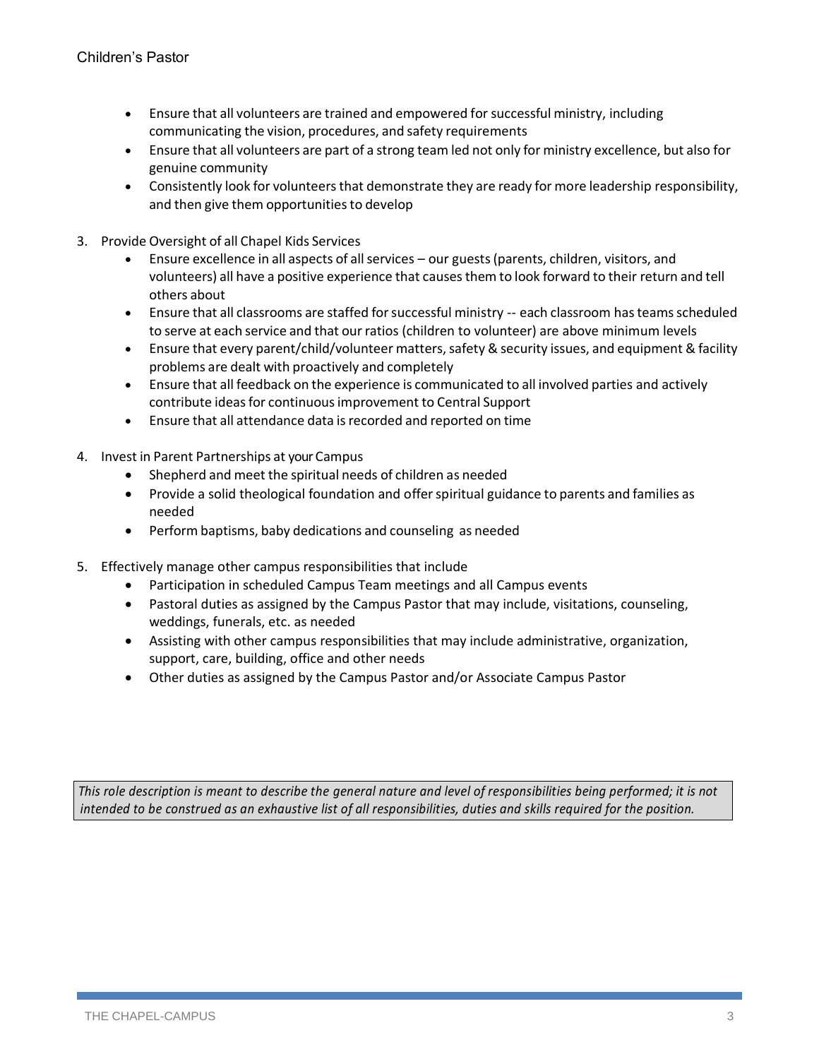- Ensure that all volunteers are trained and empowered for successful ministry, including communicating the vision, procedures, and safety requirements
- Ensure that all volunteers are part of a strong team led not only for ministry excellence, but also for genuine community
- Consistently look for volunteers that demonstrate they are ready for more leadership responsibility, and then give them opportunities to develop

3. Provide Oversight of all Chapel Kids Services
    - Ensure excellence in all aspects of all services – our guests (parents, children, visitors, and volunteers) all have a positive experience that causes them to look forward to their return and tell others about
    - Ensure that all classrooms are staffed for successful ministry -- each classroom has teams scheduled to serve at each service and that our ratios (children to volunteer) are above minimum levels
    - Ensure that every parent/child/volunteer matters, safety & security issues, and equipment & facility problems are dealt with proactively and completely
    - Ensure that all feedback on the experience is communicated to all involved parties and actively contribute ideas for continuous improvement to Central Support
    - Ensure that all attendance data is recorded and reported on time

4. Invest in Parent Partnerships at your Campus
    - Shepherd and meet the spiritual needs of children as needed
    - Provide a solid theological foundation and offer spiritual guidance to parents and families as needed
    - Perform baptisms, baby dedications and counseling as needed

5. Effectively manage other campus responsibilities that include
    - Participation in scheduled Campus Team meetings and all Campus events
    - Pastoral duties as assigned by the Campus Pastor that may include, visitations, counseling, weddings, funerals, etc. as needed
    - Assisting with other campus responsibilities that may include administrative, organization, support, care, building, office and other needs
    - Other duties as assigned by the Campus Pastor and/or Associate Campus Pastor

*This role description is meant to describe the general nature and level of responsibilities being performed; it is not intended to be construed as an exhaustive list of all responsibilities, duties and skills required for the position.*